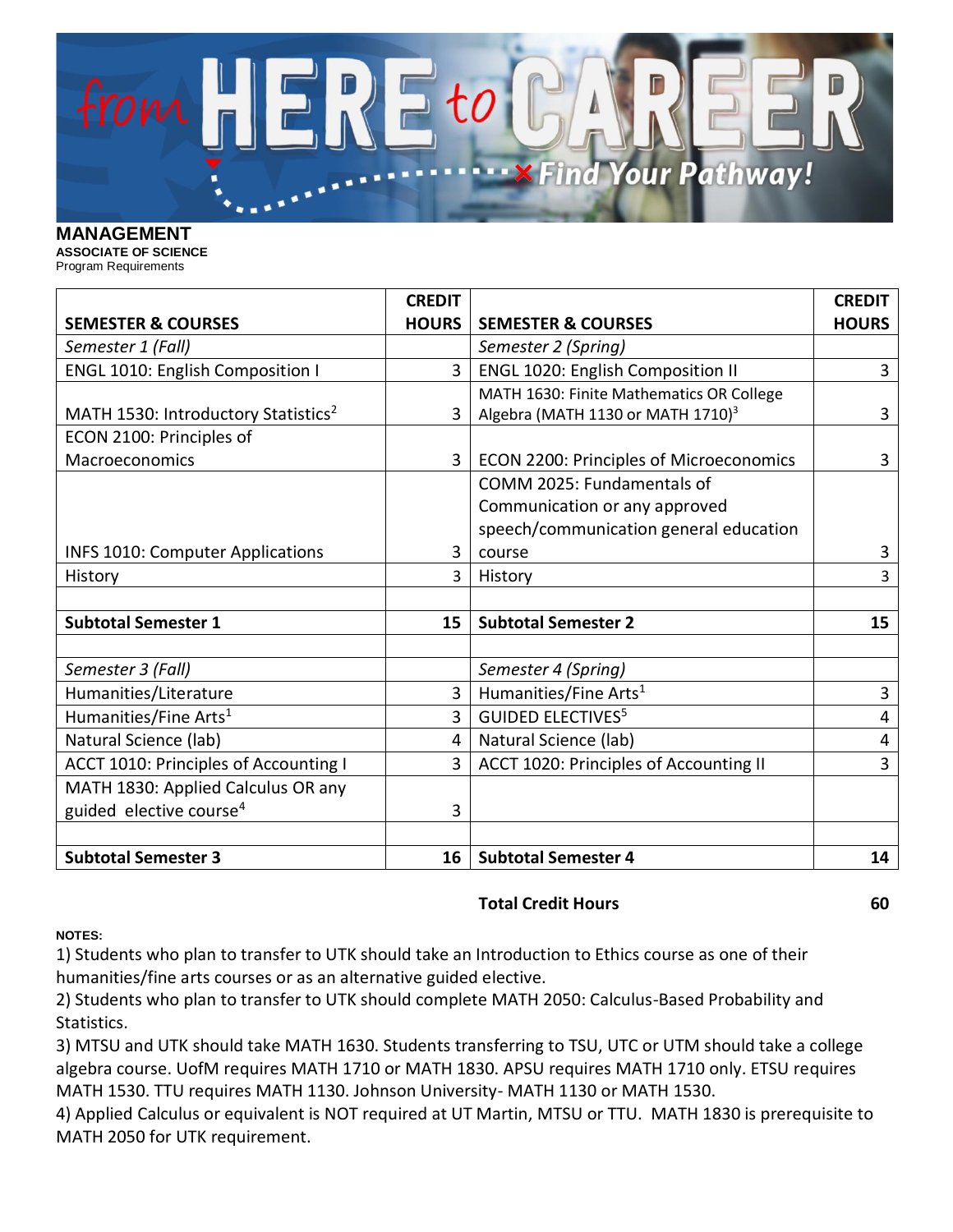from HERE to CAREER
Find Your Pathway!

# MANAGEMENT

**ASSOCIATE OF SCIENCE**

Program Requirements

| SEMESTER & COURSES | CREDIT HOURS | SEMESTER & COURSES | CREDIT HOURS |
|---|---|---|---|
| *Semester 1 (Fall)* | | *Semester 2 (Spring)* | |
| ENGL 1010: English Composition I | 3 | ENGL 1020: English Composition II | 3 |
| MATH 1530: Introductory Statistics[2] | 3 | MATH 1630: Finite Mathematics OR College Algebra (MATH 1130 or MATH 1710)[3] | 3 |
| ECON 2100: Principles of Macroeconomics | 3 | ECON 2200: Principles of Microeconomics | 3 |
| INFS 1010: Computer Applications | 3 | COMM 2025: Fundamentals of Communication or any approved speech/communication general education course | 3 |
| History | 3 | History | 3 |
| | | | |
| **Subtotal Semester 1** | **15** | **Subtotal Semester 2** | **15** |
| | | | |
| *Semester 3 (Fall)* | | *Semester 4 (Spring)* | |
| Humanities/Literature | 3 | Humanities/Fine Arts[1] | 3 |
| Humanities/Fine Arts[1] | 3 | GUIDED ELECTIVES[5] | 4 |
| Natural Science (lab) | 4 | Natural Science (lab) | 4 |
| ACCT 1010: Principles of Accounting I | 3 | ACCT 1020: Principles of Accounting II | 3 |
| MATH 1830: Applied Calculus OR any guided elective course[4] | 3 | | |
| | | | |
| **Subtotal Semester 3** | **16** | **Subtotal Semester 4** | **14** |

**Total Credit Hours** **60**

**NOTES:**

1) Students who plan to transfer to UTK should take an Introduction to Ethics course as one of their humanities/fine arts courses or as an alternative guided elective.
2) Students who plan to transfer to UTK should complete MATH 2050: Calculus-Based Probability and Statistics.
3) MTSU and UTK should take MATH 1630. Students transferring to TSU, UTC or UTM should take a college algebra course. UofM requires MATH 1710 or MATH 1830. APSU requires MATH 1710 only. ETSU requires MATH 1530. TTU requires MATH 1130. Johnson University- MATH 1130 or MATH 1530.
4) Applied Calculus or equivalent is NOT required at UT Martin, MTSU or TTU. MATH 1830 is prerequisite to MATH 2050 for UTK requirement.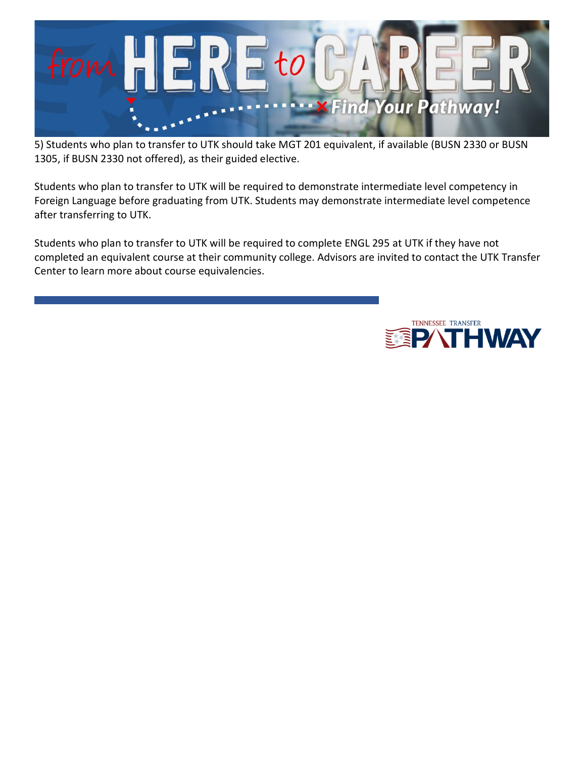5) Students who plan to transfer to UTK should take MGT 201 equivalent, if available (BUSN 2330 or BUSN 1305, if BUSN 2330 not offered), as their guided elective.

Students who plan to transfer to UTK will be required to demonstrate intermediate level competency in Foreign Language before graduating from UTK. Students may demonstrate intermediate level competence after transferring to UTK.

Students who plan to transfer to UTK will be required to complete ENGL 295 at UTK if they have not completed an equivalent course at their community college. Advisors are invited to contact the UTK Transfer Center to learn more about course equivalencies.